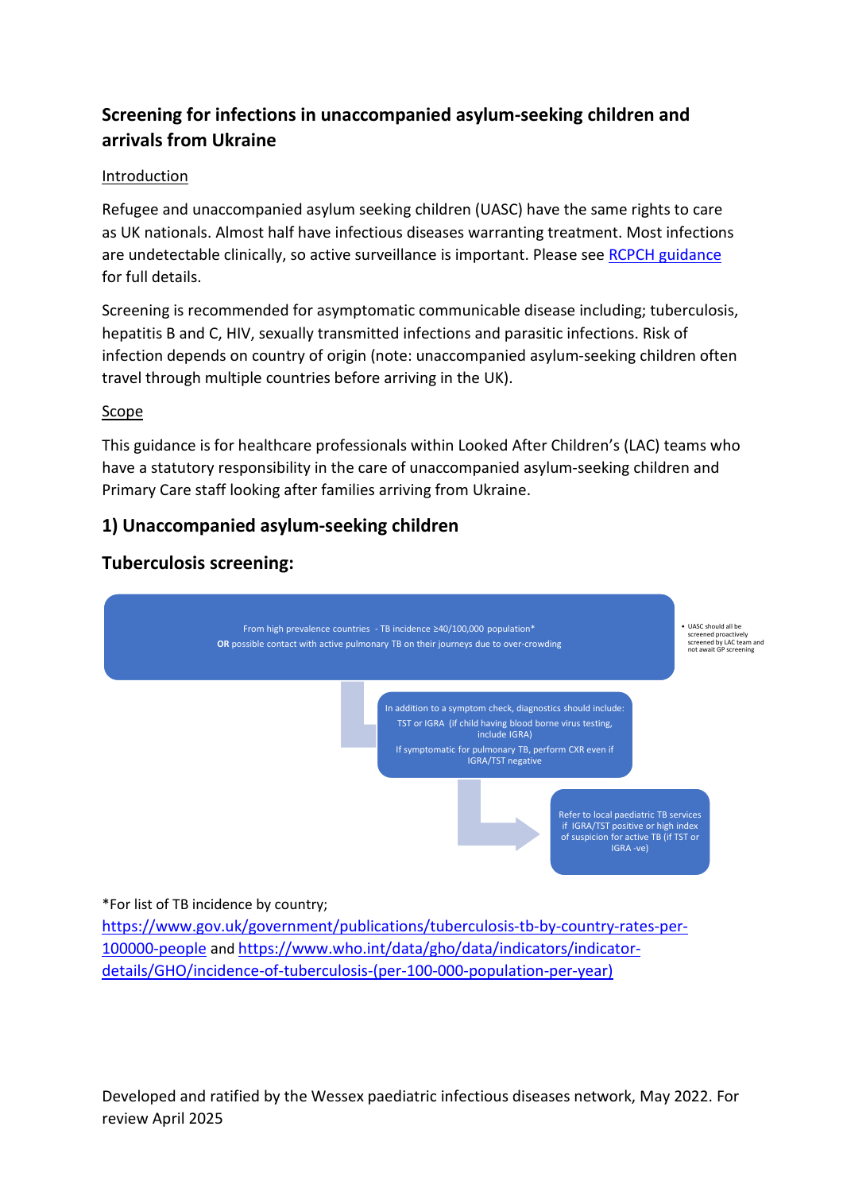**Screening for infections in unaccompanied asylum-seeking children and arrivals from Ukraine**

Introduction

Refugee and unaccompanied asylum seeking children (UASC) have the same rights to care as UK nationals. Almost half have infectious diseases warranting treatment. Most infections are undetectable clinically, so active surveillance is important. Please see [RCPCH guidance](RCPCH guidance) for full details.

Screening is recommended for asymptomatic communicable disease including; tuberculosis, hepatitis B and C, HIV, sexually transmitted infections and parasitic infections. Risk of infection depends on country of origin (note: unaccompanied asylum-seeking children often travel through multiple countries before arriving in the UK).

Scope

This guidance is for healthcare professionals within Looked After Children's (LAC) teams who have a statutory responsibility in the care of unaccompanied asylum-seeking children and Primary Care staff looking after families arriving from Ukraine.

## 1) Unaccompanied asylum-seeking children

## Tuberculosis screening:

From high prevalence countries - TB incidence ≥40/100,000 population*
**OR** possible contact with active pulmonary TB on their journeys due to over-crowding

- UASC should all be screened proactively screened by LAC team and not await GP screening

In addition to a symptom check, diagnostics should include:
TST or IGRA (if child having blood borne virus testing, include IGRA)
If symptomatic for pulmonary TB, perform CXR even if IGRA/TST negative

Refer to local paediatric TB services if IGRA/TST positive or high index of suspicion for active TB (if TST or IGRA -ve)

*For list of TB incidence by country;
https://www.gov.uk/government/publications/tuberculosis-tb-by-country-rates-per-100000-people and https://www.who.int/data/gho/data/indicators/indicator-details/GHO/incidence-of-tuberculosis-(per-100-000-population-per-year)

Developed and ratified by the Wessex paediatric infectious diseases network, May 2022. For review April 2025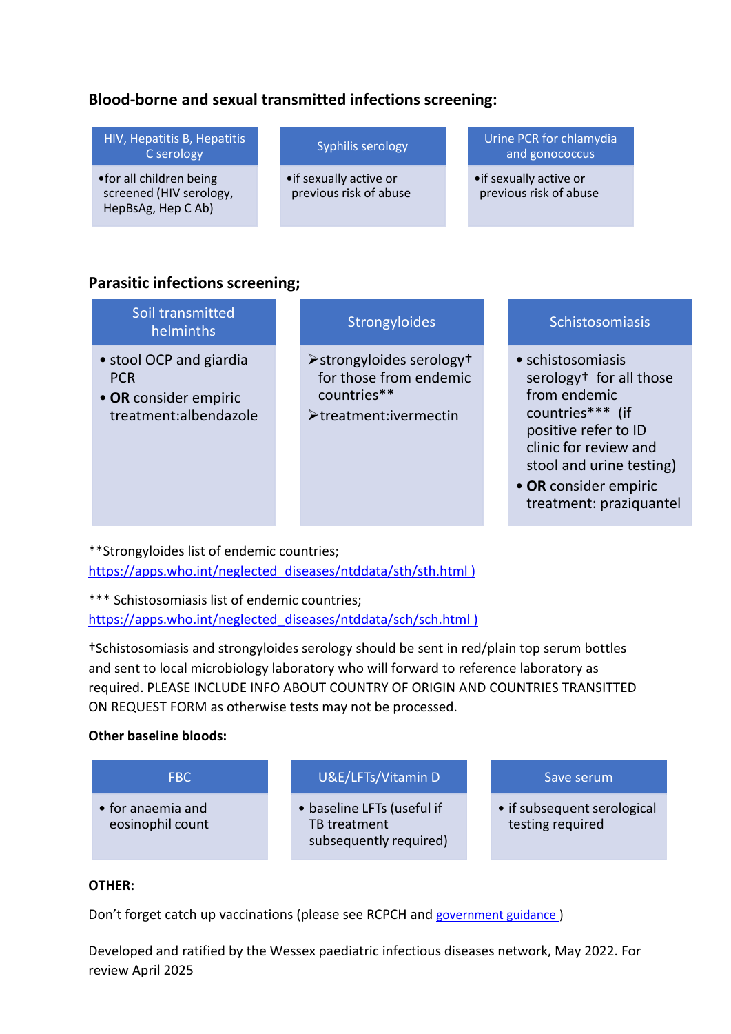**Blood-borne and sexual transmitted infections screening:**

| HIV, Hepatitis B, Hepatitis C serology | Syphilis serology | Urine PCR for chlamydia and gonococcus |
|---|---|---|
| •for all children being screened (HIV serology, HepBsAg, Hep C Ab) | •if sexually active or previous risk of abuse | •if sexually active or previous risk of abuse |

**Parasitic infections screening;**

| Soil transmitted helminths | Strongyloides | Schistosomiasis |
|---|---|---|
| • stool OCP and giardia PCR<br>• **OR** consider empiric treatment:albendazole | ➢strongyloides serology† for those from endemic countries**<br>➢treatment:ivermectin | • schistosomiasis serology† for all those from endemic countries*** (if positive refer to ID clinic for review and stool and urine testing)<br>• **OR** consider empiric treatment: praziquantel |

**Strongyloides list of endemic countries;
https://apps.who.int/neglected_diseases/ntddata/sth/sth.html )

*** Schistosomiasis list of endemic countries;
https://apps.who.int/neglected_diseases/ntddata/sch/sch.html )

†Schistosomiasis and strongyloides serology should be sent in red/plain top serum bottles and sent to local microbiology laboratory who will forward to reference laboratory as required. PLEASE INCLUDE INFO ABOUT COUNTRY OF ORIGIN AND COUNTRIES TRANSITTED ON REQUEST FORM as otherwise tests may not be processed.

**Other baseline bloods:**

| FBC | U&E/LFTs/Vitamin D | Save serum |
|---|---|---|
| • for anaemia and eosinophil count | • baseline LFTs (useful if TB treatment subsequently required) | • if subsequent serological testing required |

**OTHER:**

Don't forget catch up vaccinations (please see RCPCH and government guidance )

Developed and ratified by the Wessex paediatric infectious diseases network, May 2022. For review April 2025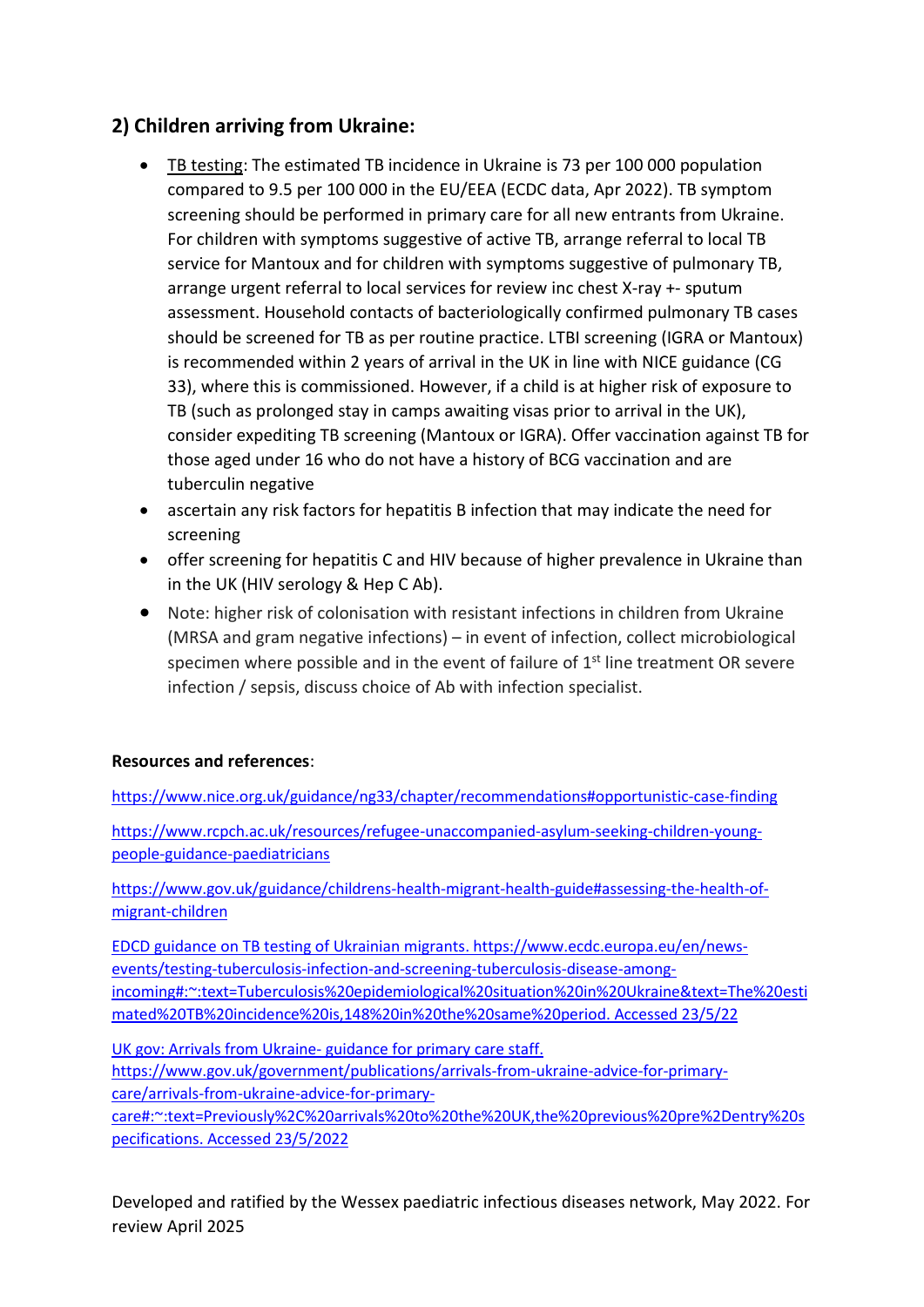## 2) Children arriving from Ukraine:

- TB testing: The estimated TB incidence in Ukraine is 73 per 100 000 population compared to 9.5 per 100 000 in the EU/EEA (ECDC data, Apr 2022). TB symptom screening should be performed in primary care for all new entrants from Ukraine. For children with symptoms suggestive of active TB, arrange referral to local TB service for Mantoux and for children with symptoms suggestive of pulmonary TB, arrange urgent referral to local services for review inc chest X-ray +- sputum assessment. Household contacts of bacteriologically confirmed pulmonary TB cases should be screened for TB as per routine practice. LTBI screening (IGRA or Mantoux) is recommended within 2 years of arrival in the UK in line with NICE guidance (CG 33), where this is commissioned. However, if a child is at higher risk of exposure to TB (such as prolonged stay in camps awaiting visas prior to arrival in the UK), consider expediting TB screening (Mantoux or IGRA). Offer vaccination against TB for those aged under 16 who do not have a history of BCG vaccination and are tuberculin negative
- ascertain any risk factors for hepatitis B infection that may indicate the need for screening
- offer screening for hepatitis C and HIV because of higher prevalence in Ukraine than in the UK (HIV serology & Hep C Ab).
- Note: higher risk of colonisation with resistant infections in children from Ukraine (MRSA and gram negative infections) – in event of infection, collect microbiological specimen where possible and in the event of failure of 1st line treatment OR severe infection / sepsis, discuss choice of Ab with infection specialist.

**Resources and references**:

https://www.nice.org.uk/guidance/ng33/chapter/recommendations#opportunistic-case-finding

https://www.rcpch.ac.uk/resources/refugee-unaccompanied-asylum-seeking-children-young-people-guidance-paediatricians

https://www.gov.uk/guidance/childrens-health-migrant-health-guide#assessing-the-health-of-migrant-children

EDCD guidance on TB testing of Ukrainian migrants. https://www.ecdc.europa.eu/en/news-events/testing-tuberculosis-infection-and-screening-tuberculosis-disease-among-incoming#:~:text=Tuberculosis%20epidemiological%20situation%20in%20Ukraine&text=The%20estimated%20TB%20incidence%20is,148%20in%20the%20same%20period. Accessed 23/5/22

UK gov: Arrivals from Ukraine- guidance for primary care staff. https://www.gov.uk/government/publications/arrivals-from-ukraine-advice-for-primary-care/arrivals-from-ukraine-advice-for-primary-care#:~:text=Previously%2C%20arrivals%20to%20the%20UK,the%20previous%20pre%2Dentry%20specifications. Accessed 23/5/2022

Developed and ratified by the Wessex paediatric infectious diseases network, May 2022. For review April 2025